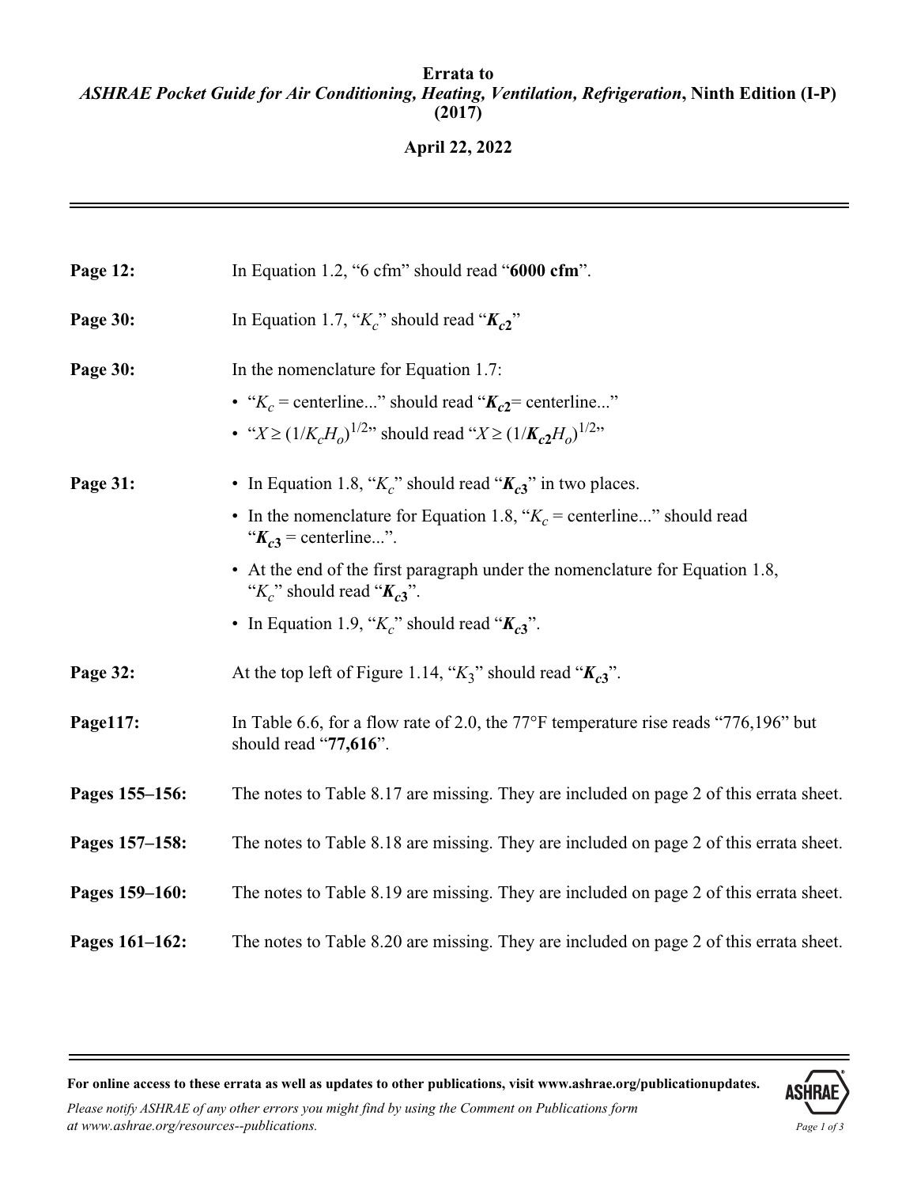**Errata to**
***ASHRAE Pocket Guide for Air Conditioning, Heating, Ventilation, Refrigeration*, Ninth Edition (I-P) (2017)**

**April 22, 2022**

---

| | |
|---|---|
| **Page 12:** | In Equation 1.2, “6 cfm” should read “**6000 cfm**”. |
| **Page 30:** | In Equation 1.7, “$K_c$” should read “$\boldsymbol{K_{c2}}$” |
| **Page 30:** | In the nomenclature for Equation 1.7:<br>• “$K_c$ = centerline...” should read “$\boldsymbol{K_{c2}}$= centerline...”<br>• “$X \geq (1/K_c H_o)^{1/2}$” should read “$X \geq (1/\boldsymbol{K_{c2}} H_o)^{1/2}$” |
| **Page 31:** | • In Equation 1.8, “$K_c$” should read “$\boldsymbol{K_{c3}}$” in two places.<br>• In the nomenclature for Equation 1.8, “$K_c$ = centerline...” should read “$\boldsymbol{K_{c3}}$ = centerline...”.<br>• At the end of the first paragraph under the nomenclature for Equation 1.8, “$K_c$” should read “$\boldsymbol{K_{c3}}$”.<br>• In Equation 1.9, “$K_c$” should read “$\boldsymbol{K_{c3}}$”. |
| **Page 32:** | At the top left of Figure 1.14, “$K_3$” should read “$\boldsymbol{K_{c3}}$”. |
| **Page117:** | In Table 6.6, for a flow rate of 2.0, the 77°F temperature rise reads “776,196” but should read “**77,616**”. |
| **Pages 155–156:** | The notes to Table 8.17 are missing. They are included on page 2 of this errata sheet. |
| **Pages 157–158:** | The notes to Table 8.18 are missing. They are included on page 2 of this errata sheet. |
| **Pages 159–160:** | The notes to Table 8.19 are missing. They are included on page 2 of this errata sheet. |
| **Pages 161–162:** | The notes to Table 8.20 are missing. They are included on page 2 of this errata sheet. |

---

**For online access to these errata as well as updates to other publications, visit www.ashrae.org/publicationupdates.**

*Please notify ASHRAE of any other errors you might find by using the Comment on Publications form at www.ashrae.org/resources--publications.*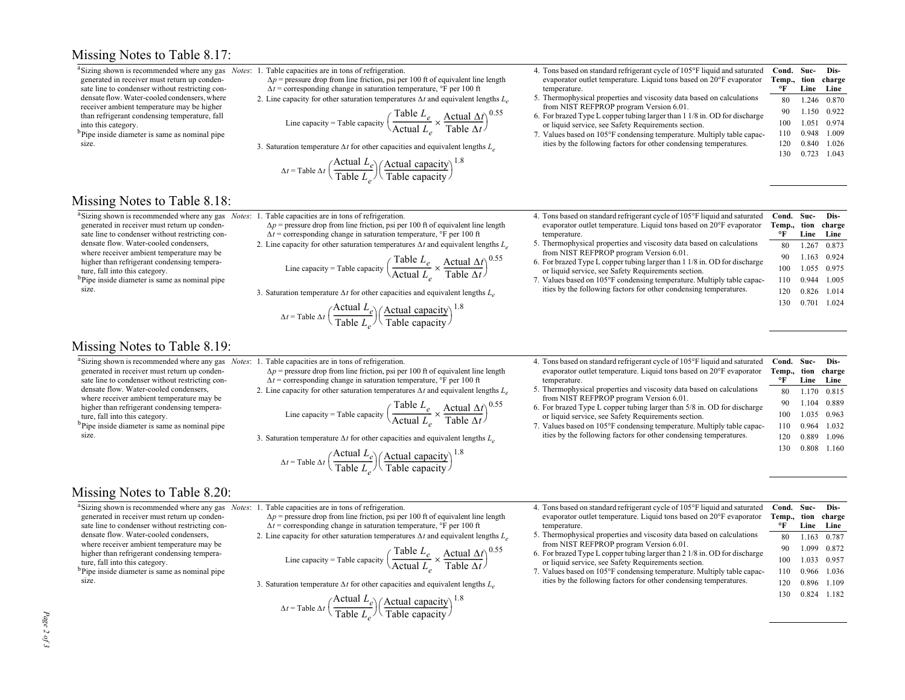## Missing Notes to Table 8.17:

[a]Sizing shown is recommended where any gas generated in receiver must return up condensate line to condenser without restricting condensate flow. Water-cooled condensers, where receiver ambient temperature may be higher than refrigerant condensing temperature, fall into this category.

[b]Pipe inside diameter is same as nominal pipe size.

*Notes*:

1. Table capacities are in tons of refrigeration.
   $\Delta p$ = pressure drop from line friction, psi per 100 ft of equivalent line length
   $\Delta t$ = corresponding change in saturation temperature, °F per 100 ft
2. Line capacity for other saturation temperatures $\Delta t$ and equivalent lengths $L_e$

$$\text{Line capacity} = \text{Table capacity} \left( \frac{\text{Table } L_e}{\text{Actual } L_e} \times \frac{\text{Actual } \Delta t}{\text{Table } \Delta t} \right)^{0.55}$$

3. Saturation temperature $\Delta t$ for other capacities and equivalent lengths $L_e$

$$\Delta t = \text{Table } \Delta t \left( \frac{\text{Actual } L_e}{\text{Table } L_e} \right) \left( \frac{\text{Actual capacity}}{\text{Table capacity}} \right)^{1.8}$$

4. Tons based on standard refrigerant cycle of 105°F liquid and saturated evaporator outlet temperature. Liquid tons based on 20°F evaporator temperature.
5. Thermophysical properties and viscosity data based on calculations from NIST REFPROP program Version 6.01.
6. For brazed Type L copper tubing larger than 1 1/8 in. OD for discharge or liquid service, see Safety Requirements section.
7. Values based on 105°F condensing temperature. Multiply table capacities by the following factors for other condensing temperatures.

| Cond. Temp., °F | Suction Line | Discharge Line |
|---|---|---|
| 80 | 1.246 | 0.870 |
| 90 | 1.150 | 0.922 |
| 100 | 1.051 | 0.974 |
| 110 | 0.948 | 1.009 |
| 120 | 0.840 | 1.026 |
| 130 | 0.723 | 1.043 |

## Missing Notes to Table 8.18:

[a]Sizing shown is recommended where any gas generated in receiver must return up condensate line to condenser without restricting condensate flow. Water-cooled condensers, where receiver ambient temperature may be higher than refrigerant condensing temperature, fall into this category.

[b]Pipe inside diameter is same as nominal pipe size.

*Notes*:

1. Table capacities are in tons of refrigeration.
   $\Delta p$ = pressure drop from line friction, psi per 100 ft of equivalent line length
   $\Delta t$ = corresponding change in saturation temperature, °F per 100 ft
2. Line capacity for other saturation temperatures $\Delta t$ and equivalent lengths $L_e$

$$\text{Line capacity} = \text{Table capacity} \left( \frac{\text{Table } L_e}{\text{Actual } L_e} \times \frac{\text{Actual } \Delta t}{\text{Table } \Delta t} \right)^{0.55}$$

3. Saturation temperature $\Delta t$ for other capacities and equivalent lengths $L_e$

$$\Delta t = \text{Table } \Delta t \left( \frac{\text{Actual } L_e}{\text{Table } L_e} \right) \left( \frac{\text{Actual capacity}}{\text{Table capacity}} \right)^{1.8}$$

4. Tons based on standard refrigerant cycle of 105°F liquid and saturated evaporator outlet temperature. Liquid tons based on 20°F evaporator temperature.
5. Thermophysical properties and viscosity data based on calculations from NIST REFPROP program Version 6.01.
6. For brazed Type L copper tubing larger than 1 1/8 in. OD for discharge or liquid service, see Safety Requirements section.
7. Values based on 105°F condensing temperature. Multiply table capacities by the following factors for other condensing temperatures.

| Cond. Temp., °F | Suction Line | Discharge Line |
|---|---|---|
| 80 | 1.267 | 0.873 |
| 90 | 1.163 | 0.924 |
| 100 | 1.055 | 0.975 |
| 110 | 0.944 | 1.005 |
| 120 | 0.826 | 1.014 |
| 130 | 0.701 | 1.024 |

## Missing Notes to Table 8.19:

[a]Sizing shown is recommended where any gas generated in receiver must return up condensate line to condenser without restricting condensate flow. Water-cooled condensers, where receiver ambient temperature may be higher than refrigerant condensing temperature, fall into this category.

[b]Pipe inside diameter is same as nominal pipe size.

*Notes*:

1. Table capacities are in tons of refrigeration.
   $\Delta p$ = pressure drop from line friction, psi per 100 ft of equivalent line length
   $\Delta t$ = corresponding change in saturation temperature, °F per 100 ft
2. Line capacity for other saturation temperatures $\Delta t$ and equivalent lengths $L_e$

$$\text{Line capacity} = \text{Table capacity} \left( \frac{\text{Table } L_e}{\text{Actual } L_e} \times \frac{\text{Actual } \Delta t}{\text{Table } \Delta t} \right)^{0.55}$$

3. Saturation temperature $\Delta t$ for other capacities and equivalent lengths $L_e$

$$\Delta t = \text{Table } \Delta t \left( \frac{\text{Actual } L_e}{\text{Table } L_e} \right) \left( \frac{\text{Actual capacity}}{\text{Table capacity}} \right)^{1.8}$$

4. Tons based on standard refrigerant cycle of 105°F liquid and saturated evaporator outlet temperature. Liquid tons based on 20°F evaporator temperature.
5. Thermophysical properties and viscosity data based on calculations from NIST REFPROP program Version 6.01.
6. For brazed Type L copper tubing larger than 5/8 in. OD for discharge or liquid service, see Safety Requirements section.
7. Values based on 105°F condensing temperature. Multiply table capacities by the following factors for other condensing temperatures.

| Cond. Temp., °F | Suction Line | Discharge Line |
|---|---|---|
| 80 | 1.170 | 0.815 |
| 90 | 1.104 | 0.889 |
| 100 | 1.035 | 0.963 |
| 110 | 0.964 | 1.032 |
| 120 | 0.889 | 1.096 |
| 130 | 0.808 | 1.160 |

## Missing Notes to Table 8.20:

[a]Sizing shown is recommended where any gas generated in receiver must return up condensate line to condenser without restricting condensate flow. Water-cooled condensers, where receiver ambient temperature may be higher than refrigerant condensing temperature, fall into this category.

[b]Pipe inside diameter is same as nominal pipe size.

*Notes*:

1. Table capacities are in tons of refrigeration.
   $\Delta p$ = pressure drop from line friction, psi per 100 ft of equivalent line length
   $\Delta t$ = corresponding change in saturation temperature, °F per 100 ft
2. Line capacity for other saturation temperatures $\Delta t$ and equivalent lengths $L_e$

$$\text{Line capacity} = \text{Table capacity} \left( \frac{\text{Table } L_e}{\text{Actual } L_e} \times \frac{\text{Actual } \Delta t}{\text{Table } \Delta t} \right)^{0.55}$$

3. Saturation temperature $\Delta t$ for other capacities and equivalent lengths $L_e$

$$\Delta t = \text{Table } \Delta t \left( \frac{\text{Actual } L_e}{\text{Table } L_e} \right) \left( \frac{\text{Actual capacity}}{\text{Table capacity}} \right)^{1.8}$$

4. Tons based on standard refrigerant cycle of 105°F liquid and saturated evaporator outlet temperature. Liquid tons based on 20°F evaporator temperature.
5. Thermophysical properties and viscosity data based on calculations from NIST REFPROP program Version 6.01.
6. For brazed Type L copper tubing larger than 2 1/8 in. OD for discharge or liquid service, see Safety Requirements section.
7. Values based on 105°F condensing temperature. Multiply table capacities by the following factors for other condensing temperatures.

| Cond. Temp., °F | Suction Line | Discharge Line |
|---|---|---|
| 80 | 1.163 | 0.787 |
| 90 | 1.099 | 0.872 |
| 100 | 1.033 | 0.957 |
| 110 | 0.966 | 1.036 |
| 120 | 0.896 | 1.109 |
| 130 | 0.824 | 1.182 |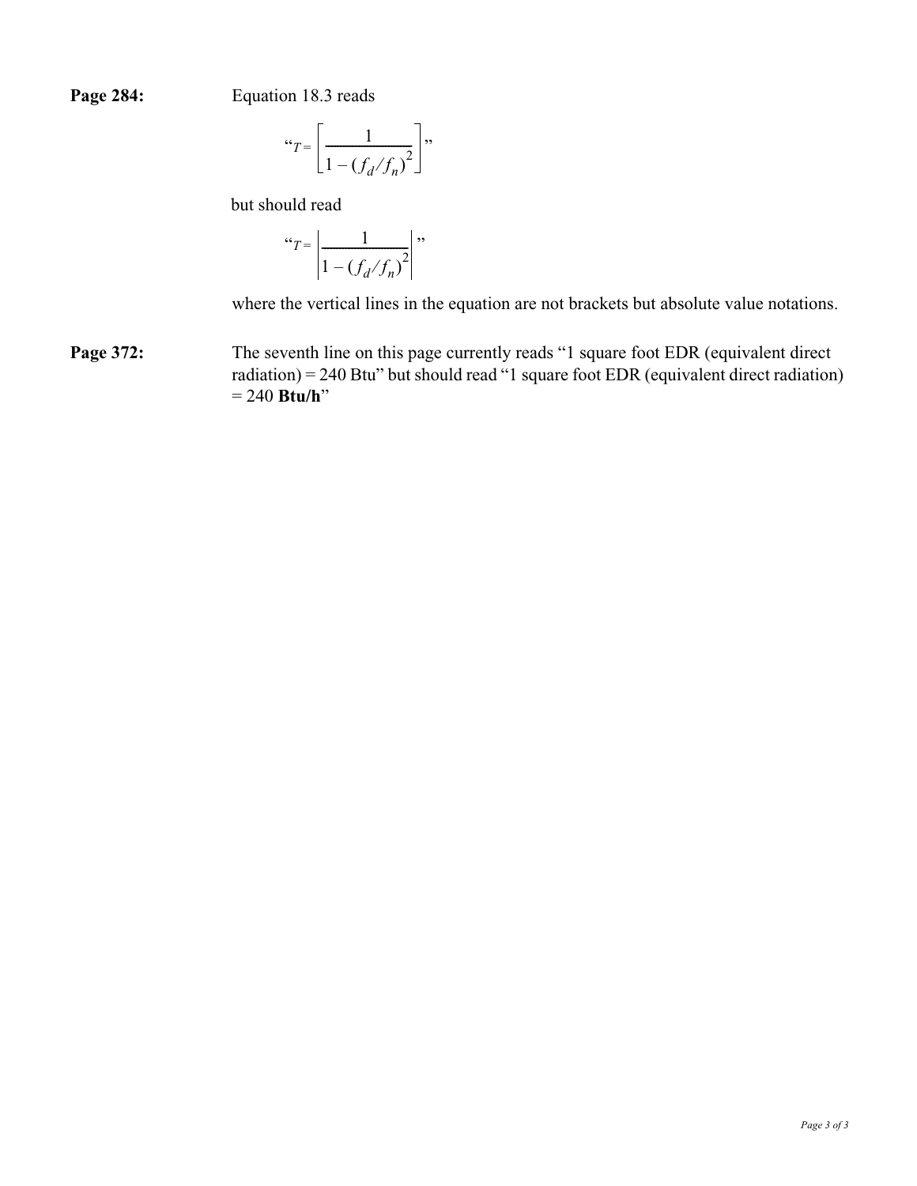**Page 284:** Equation 18.3 reads

$$``T = \left[\frac{1}{1 - (f_d/f_n)^2}\right]"$$

but should read

$$``T = \left|\frac{1}{1 - (f_d/f_n)^2}\right|"$$

where the vertical lines in the equation are not brackets but absolute value notations.

**Page 372:** The seventh line on this page currently reads "1 square foot EDR (equivalent direct radiation) = 240 Btu" but should read "1 square foot EDR (equivalent direct radiation) = 240 **Btu/h**"